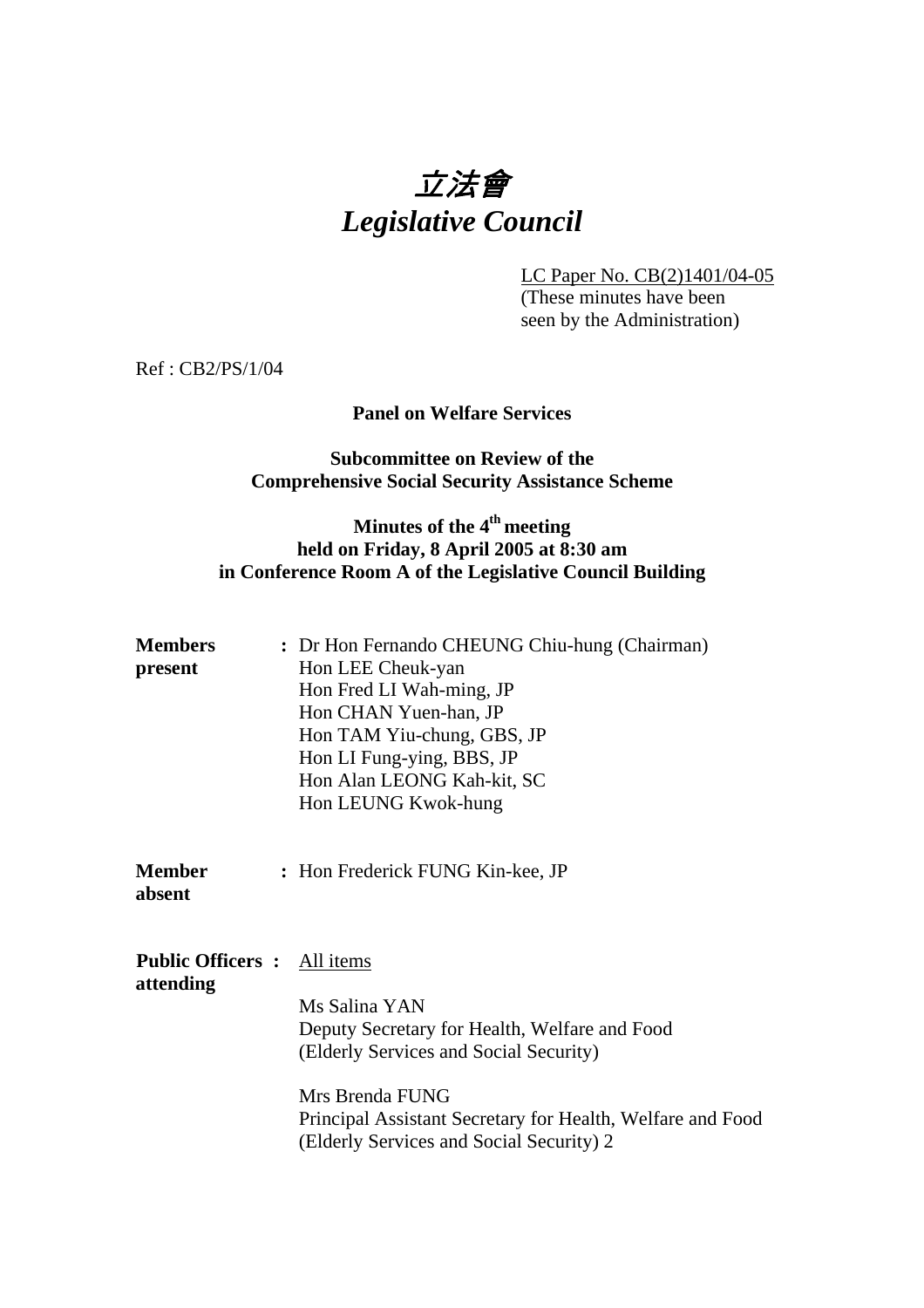# *立法會*
# *Legislative Council*

LC Paper No. CB(2)1401/04-05
(These minutes have been seen by the Administration)

Ref : CB2/PS/1/04

**Panel on Welfare Services**

**Subcommittee on Review of the Comprehensive Social Security Assistance Scheme**

**Minutes of the 4th meeting held on Friday, 8 April 2005 at 8:30 am in Conference Room A of the Legislative Council Building**

**Members present** : Dr Hon Fernando CHEUNG Chiu-hung (Chairman)
Hon LEE Cheuk-yan
Hon Fred LI Wah-ming, JP
Hon CHAN Yuen-han, JP
Hon TAM Yiu-chung, GBS, JP
Hon LI Fung-ying, BBS, JP
Hon Alan LEONG Kah-kit, SC
Hon LEUNG Kwok-hung

**Member absent** : Hon Frederick FUNG Kin-kee, JP

**Public Officers attending** : All items

Ms Salina YAN
Deputy Secretary for Health, Welfare and Food (Elderly Services and Social Security)

Mrs Brenda FUNG
Principal Assistant Secretary for Health, Welfare and Food (Elderly Services and Social Security) 2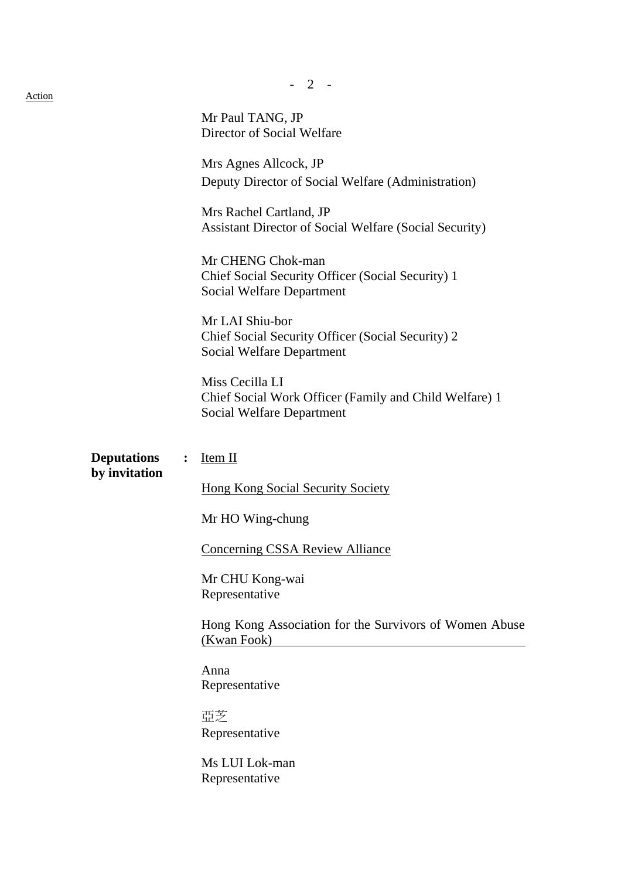Action

Mr Paul TANG, JP
Director of Social Welfare

Mrs Agnes Allcock, JP
Deputy Director of Social Welfare (Administration)

Mrs Rachel Cartland, JP
Assistant Director of Social Welfare (Social Security)

Mr CHENG Chok-man
Chief Social Security Officer (Social Security) 1
Social Welfare Department

Mr LAI Shiu-bor
Chief Social Security Officer (Social Security) 2
Social Welfare Department

Miss Cecilla LI
Chief Social Work Officer (Family and Child Welfare) 1
Social Welfare Department

**Deputations by invitation** : Item II

Hong Kong Social Security Society

Mr HO Wing-chung

Concerning CSSA Review Alliance

Mr CHU Kong-wai
Representative

Hong Kong Association for the Survivors of Women Abuse (Kwan Fook)

Anna
Representative

亞芝
Representative

Ms LUI Lok-man
Representative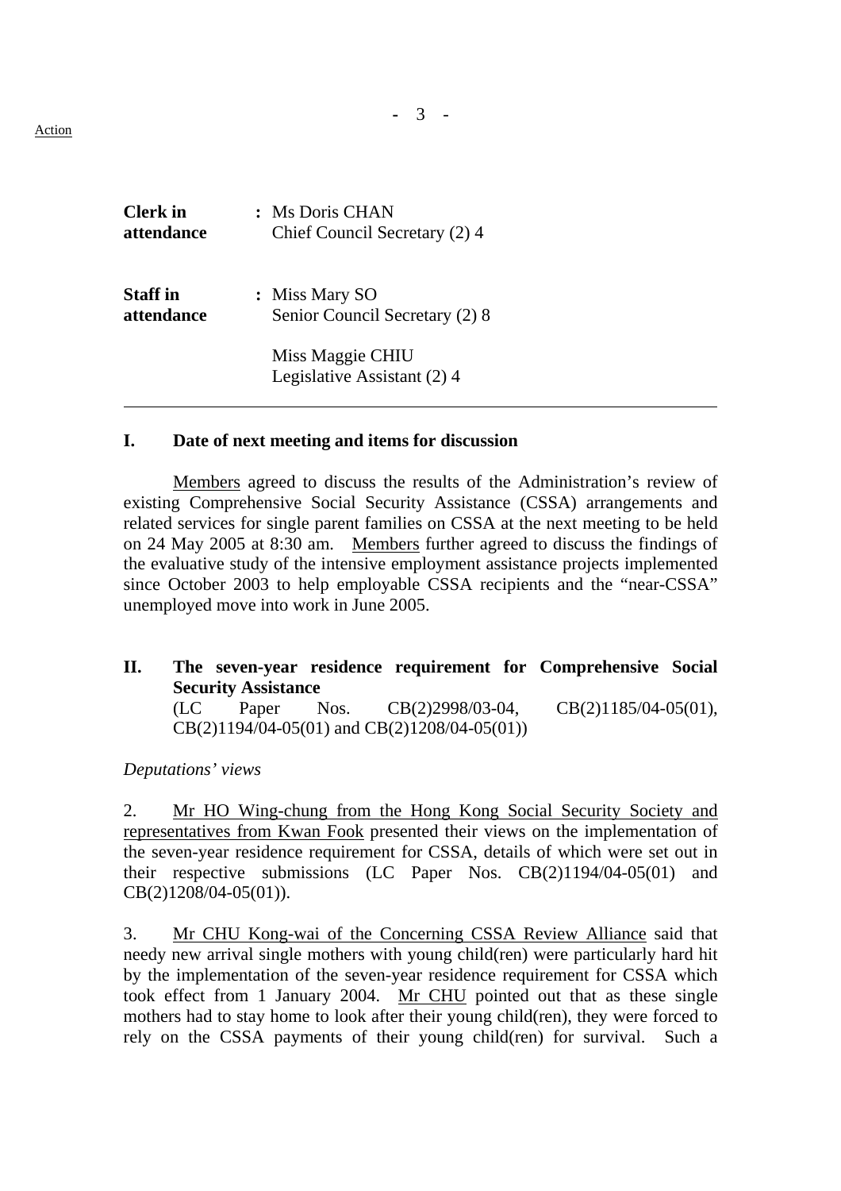Action

| | |
|---|---|
| **Clerk in attendance** | : Ms Doris CHAN<br>Chief Council Secretary (2) 4 |
| **Staff in attendance** | : Miss Mary SO<br>Senior Council Secretary (2) 8<br><br>Miss Maggie CHIU<br>Legislative Assistant (2) 4 |

---

## I. Date of next meeting and items for discussion

Members agreed to discuss the results of the Administration's review of existing Comprehensive Social Security Assistance (CSSA) arrangements and related services for single parent families on CSSA at the next meeting to be held on 24 May 2005 at 8:30 am. Members further agreed to discuss the findings of the evaluative study of the intensive employment assistance projects implemented since October 2003 to help employable CSSA recipients and the "near-CSSA" unemployed move into work in June 2005.

## II. The seven-year residence requirement for Comprehensive Social Security Assistance

(LC Paper Nos. CB(2)2998/03-04, CB(2)1185/04-05(01), CB(2)1194/04-05(01) and CB(2)1208/04-05(01))

*Deputations' views*

2. Mr HO Wing-chung from the Hong Kong Social Security Society and representatives from Kwan Fook presented their views on the implementation of the seven-year residence requirement for CSSA, details of which were set out in their respective submissions (LC Paper Nos. CB(2)1194/04-05(01) and CB(2)1208/04-05(01)).

3. Mr CHU Kong-wai of the Concerning CSSA Review Alliance said that needy new arrival single mothers with young child(ren) were particularly hard hit by the implementation of the seven-year residence requirement for CSSA which took effect from 1 January 2004. Mr CHU pointed out that as these single mothers had to stay home to look after their young child(ren), they were forced to rely on the CSSA payments of their young child(ren) for survival. Such a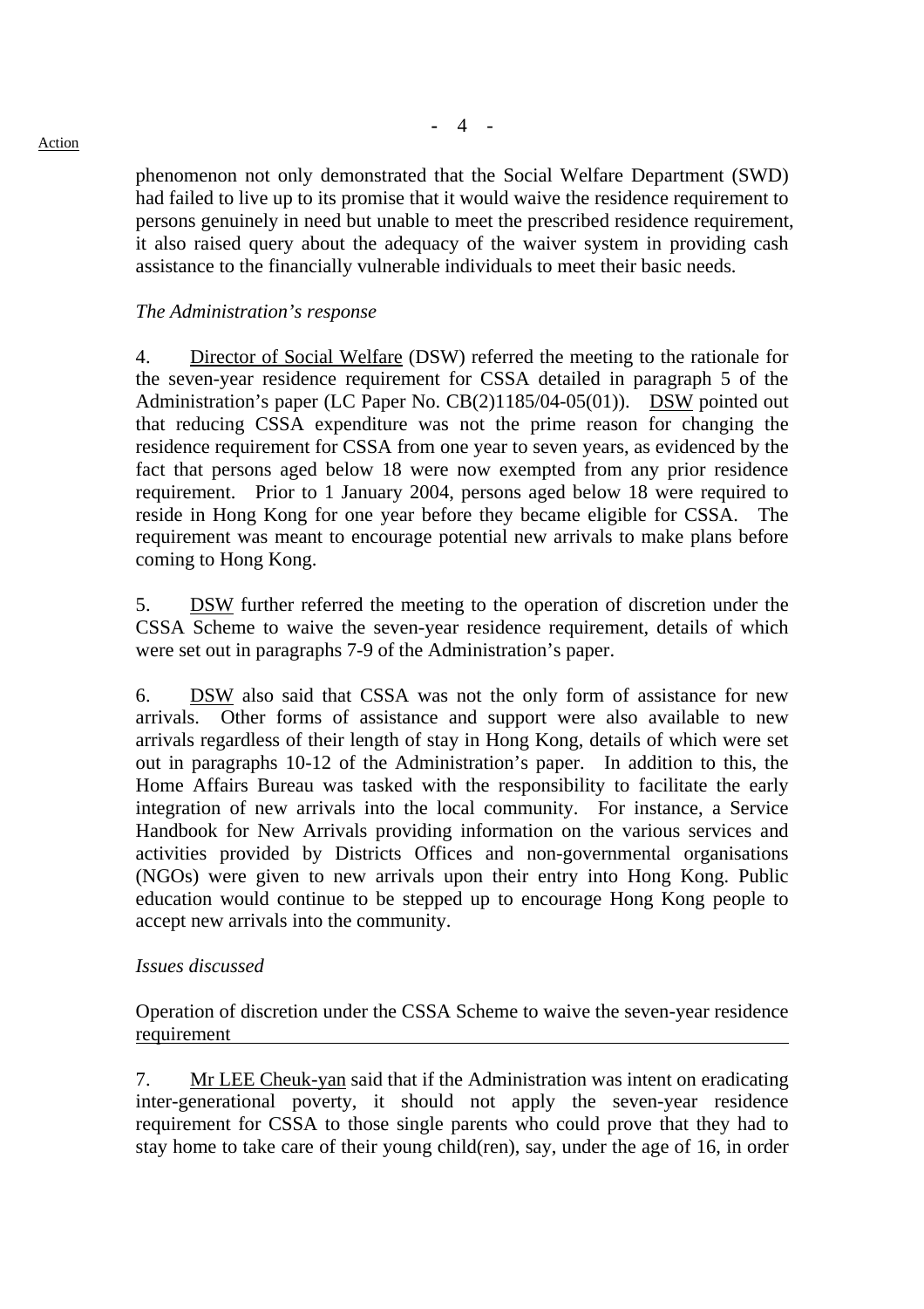phenomenon not only demonstrated that the Social Welfare Department (SWD) had failed to live up to its promise that it would waive the residence requirement to persons genuinely in need but unable to meet the prescribed residence requirement, it also raised query about the adequacy of the waiver system in providing cash assistance to the financially vulnerable individuals to meet their basic needs.

*The Administration's response*

4. Director of Social Welfare (DSW) referred the meeting to the rationale for the seven-year residence requirement for CSSA detailed in paragraph 5 of the Administration's paper (LC Paper No. CB(2)1185/04-05(01)). DSW pointed out that reducing CSSA expenditure was not the prime reason for changing the residence requirement for CSSA from one year to seven years, as evidenced by the fact that persons aged below 18 were now exempted from any prior residence requirement. Prior to 1 January 2004, persons aged below 18 were required to reside in Hong Kong for one year before they became eligible for CSSA. The requirement was meant to encourage potential new arrivals to make plans before coming to Hong Kong.

5. DSW further referred the meeting to the operation of discretion under the CSSA Scheme to waive the seven-year residence requirement, details of which were set out in paragraphs 7-9 of the Administration's paper.

6. DSW also said that CSSA was not the only form of assistance for new arrivals. Other forms of assistance and support were also available to new arrivals regardless of their length of stay in Hong Kong, details of which were set out in paragraphs 10-12 of the Administration's paper. In addition to this, the Home Affairs Bureau was tasked with the responsibility to facilitate the early integration of new arrivals into the local community. For instance, a Service Handbook for New Arrivals providing information on the various services and activities provided by Districts Offices and non-governmental organisations (NGOs) were given to new arrivals upon their entry into Hong Kong. Public education would continue to be stepped up to encourage Hong Kong people to accept new arrivals into the community.

*Issues discussed*

Operation of discretion under the CSSA Scheme to waive the seven-year residence requirement

7. Mr LEE Cheuk-yan said that if the Administration was intent on eradicating inter-generational poverty, it should not apply the seven-year residence requirement for CSSA to those single parents who could prove that they had to stay home to take care of their young child(ren), say, under the age of 16, in order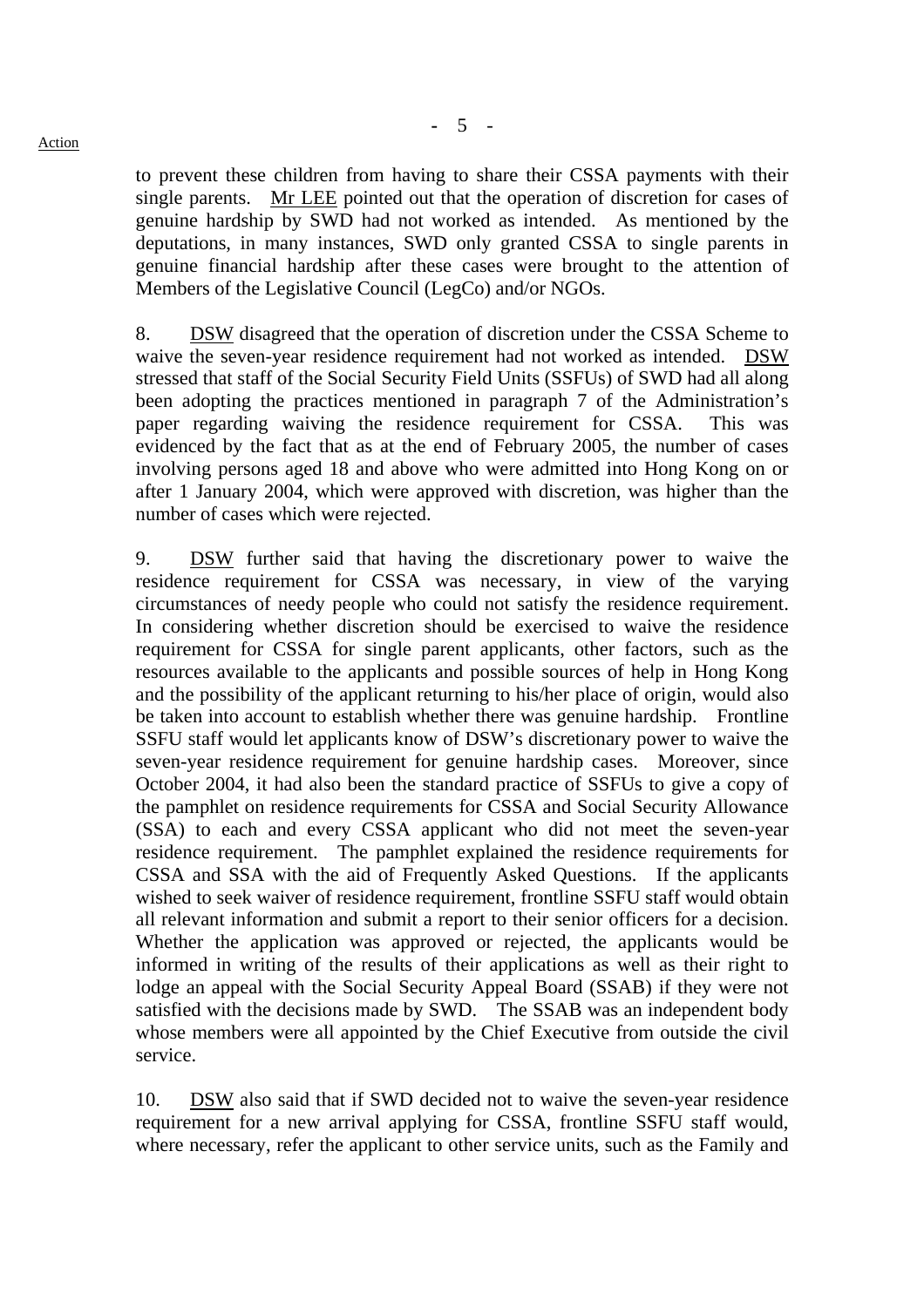to prevent these children from having to share their CSSA payments with their single parents. Mr LEE pointed out that the operation of discretion for cases of genuine hardship by SWD had not worked as intended. As mentioned by the deputations, in many instances, SWD only granted CSSA to single parents in genuine financial hardship after these cases were brought to the attention of Members of the Legislative Council (LegCo) and/or NGOs.

8. DSW disagreed that the operation of discretion under the CSSA Scheme to waive the seven-year residence requirement had not worked as intended. DSW stressed that staff of the Social Security Field Units (SSFUs) of SWD had all along been adopting the practices mentioned in paragraph 7 of the Administration's paper regarding waiving the residence requirement for CSSA. This was evidenced by the fact that as at the end of February 2005, the number of cases involving persons aged 18 and above who were admitted into Hong Kong on or after 1 January 2004, which were approved with discretion, was higher than the number of cases which were rejected.

9. DSW further said that having the discretionary power to waive the residence requirement for CSSA was necessary, in view of the varying circumstances of needy people who could not satisfy the residence requirement. In considering whether discretion should be exercised to waive the residence requirement for CSSA for single parent applicants, other factors, such as the resources available to the applicants and possible sources of help in Hong Kong and the possibility of the applicant returning to his/her place of origin, would also be taken into account to establish whether there was genuine hardship. Frontline SSFU staff would let applicants know of DSW's discretionary power to waive the seven-year residence requirement for genuine hardship cases. Moreover, since October 2004, it had also been the standard practice of SSFUs to give a copy of the pamphlet on residence requirements for CSSA and Social Security Allowance (SSA) to each and every CSSA applicant who did not meet the seven-year residence requirement. The pamphlet explained the residence requirements for CSSA and SSA with the aid of Frequently Asked Questions. If the applicants wished to seek waiver of residence requirement, frontline SSFU staff would obtain all relevant information and submit a report to their senior officers for a decision. Whether the application was approved or rejected, the applicants would be informed in writing of the results of their applications as well as their right to lodge an appeal with the Social Security Appeal Board (SSAB) if they were not satisfied with the decisions made by SWD. The SSAB was an independent body whose members were all appointed by the Chief Executive from outside the civil service.

10. DSW also said that if SWD decided not to waive the seven-year residence requirement for a new arrival applying for CSSA, frontline SSFU staff would, where necessary, refer the applicant to other service units, such as the Family and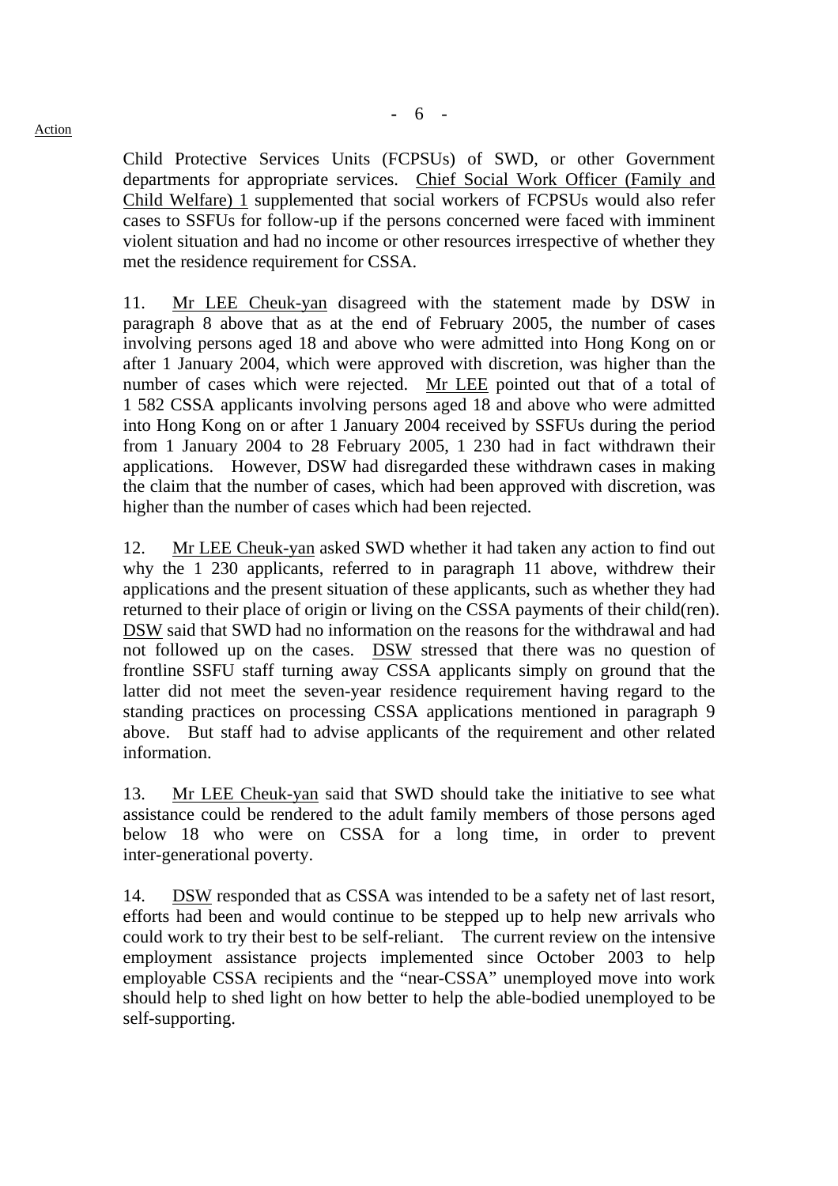Child Protective Services Units (FCPSUs) of SWD, or other Government departments for appropriate services. Chief Social Work Officer (Family and Child Welfare) 1 supplemented that social workers of FCPSUs would also refer cases to SSFUs for follow-up if the persons concerned were faced with imminent violent situation and had no income or other resources irrespective of whether they met the residence requirement for CSSA.

11. Mr LEE Cheuk-yan disagreed with the statement made by DSW in paragraph 8 above that as at the end of February 2005, the number of cases involving persons aged 18 and above who were admitted into Hong Kong on or after 1 January 2004, which were approved with discretion, was higher than the number of cases which were rejected. Mr LEE pointed out that of a total of 1 582 CSSA applicants involving persons aged 18 and above who were admitted into Hong Kong on or after 1 January 2004 received by SSFUs during the period from 1 January 2004 to 28 February 2005, 1 230 had in fact withdrawn their applications. However, DSW had disregarded these withdrawn cases in making the claim that the number of cases, which had been approved with discretion, was higher than the number of cases which had been rejected.

12. Mr LEE Cheuk-yan asked SWD whether it had taken any action to find out why the 1 230 applicants, referred to in paragraph 11 above, withdrew their applications and the present situation of these applicants, such as whether they had returned to their place of origin or living on the CSSA payments of their child(ren). DSW said that SWD had no information on the reasons for the withdrawal and had not followed up on the cases. DSW stressed that there was no question of frontline SSFU staff turning away CSSA applicants simply on ground that the latter did not meet the seven-year residence requirement having regard to the standing practices on processing CSSA applications mentioned in paragraph 9 above. But staff had to advise applicants of the requirement and other related information.

13. Mr LEE Cheuk-yan said that SWD should take the initiative to see what assistance could be rendered to the adult family members of those persons aged below 18 who were on CSSA for a long time, in order to prevent inter-generational poverty.

14. DSW responded that as CSSA was intended to be a safety net of last resort, efforts had been and would continue to be stepped up to help new arrivals who could work to try their best to be self-reliant. The current review on the intensive employment assistance projects implemented since October 2003 to help employable CSSA recipients and the "near-CSSA" unemployed move into work should help to shed light on how better to help the able-bodied unemployed to be self-supporting.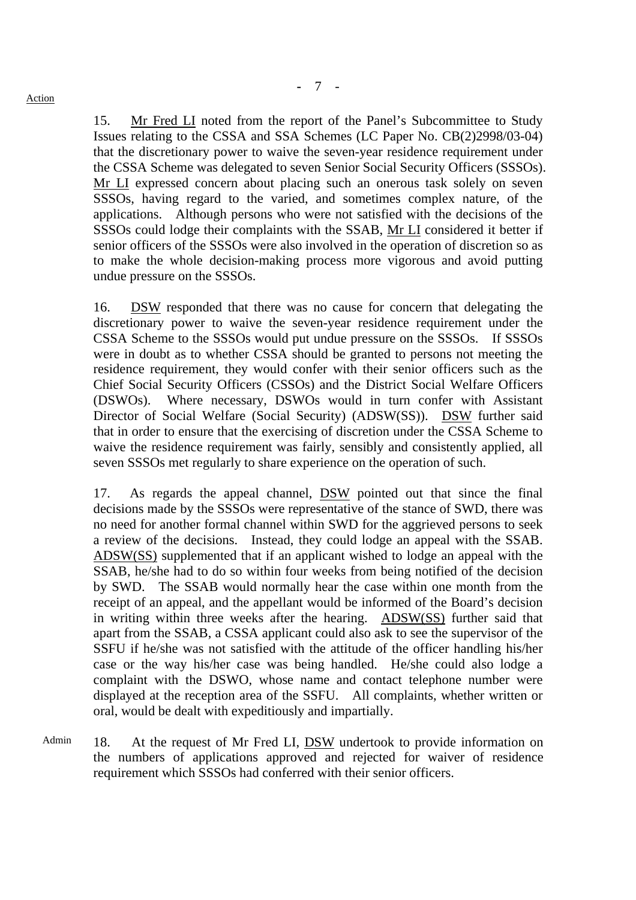Action

15. Mr Fred LI noted from the report of the Panel's Subcommittee to Study Issues relating to the CSSA and SSA Schemes (LC Paper No. CB(2)2998/03-04) that the discretionary power to waive the seven-year residence requirement under the CSSA Scheme was delegated to seven Senior Social Security Officers (SSSOs). Mr LI expressed concern about placing such an onerous task solely on seven SSSOs, having regard to the varied, and sometimes complex nature, of the applications. Although persons who were not satisfied with the decisions of the SSSOs could lodge their complaints with the SSAB, Mr LI considered it better if senior officers of the SSSOs were also involved in the operation of discretion so as to make the whole decision-making process more vigorous and avoid putting undue pressure on the SSSOs.

16. DSW responded that there was no cause for concern that delegating the discretionary power to waive the seven-year residence requirement under the CSSA Scheme to the SSSOs would put undue pressure on the SSSOs. If SSSOs were in doubt as to whether CSSA should be granted to persons not meeting the residence requirement, they would confer with their senior officers such as the Chief Social Security Officers (CSSOs) and the District Social Welfare Officers (DSWOs). Where necessary, DSWOs would in turn confer with Assistant Director of Social Welfare (Social Security) (ADSW(SS)). DSW further said that in order to ensure that the exercising of discretion under the CSSA Scheme to waive the residence requirement was fairly, sensibly and consistently applied, all seven SSSOs met regularly to share experience on the operation of such.

17. As regards the appeal channel, DSW pointed out that since the final decisions made by the SSSOs were representative of the stance of SWD, there was no need for another formal channel within SWD for the aggrieved persons to seek a review of the decisions. Instead, they could lodge an appeal with the SSAB. ADSW(SS) supplemented that if an applicant wished to lodge an appeal with the SSAB, he/she had to do so within four weeks from being notified of the decision by SWD. The SSAB would normally hear the case within one month from the receipt of an appeal, and the appellant would be informed of the Board's decision in writing within three weeks after the hearing. ADSW(SS) further said that apart from the SSAB, a CSSA applicant could also ask to see the supervisor of the SSFU if he/she was not satisfied with the attitude of the officer handling his/her case or the way his/her case was being handled. He/she could also lodge a complaint with the DSWO, whose name and contact telephone number were displayed at the reception area of the SSFU. All complaints, whether written or oral, would be dealt with expeditiously and impartially.

Admin

18. At the request of Mr Fred LI, DSW undertook to provide information on the numbers of applications approved and rejected for waiver of residence requirement which SSSOs had conferred with their senior officers.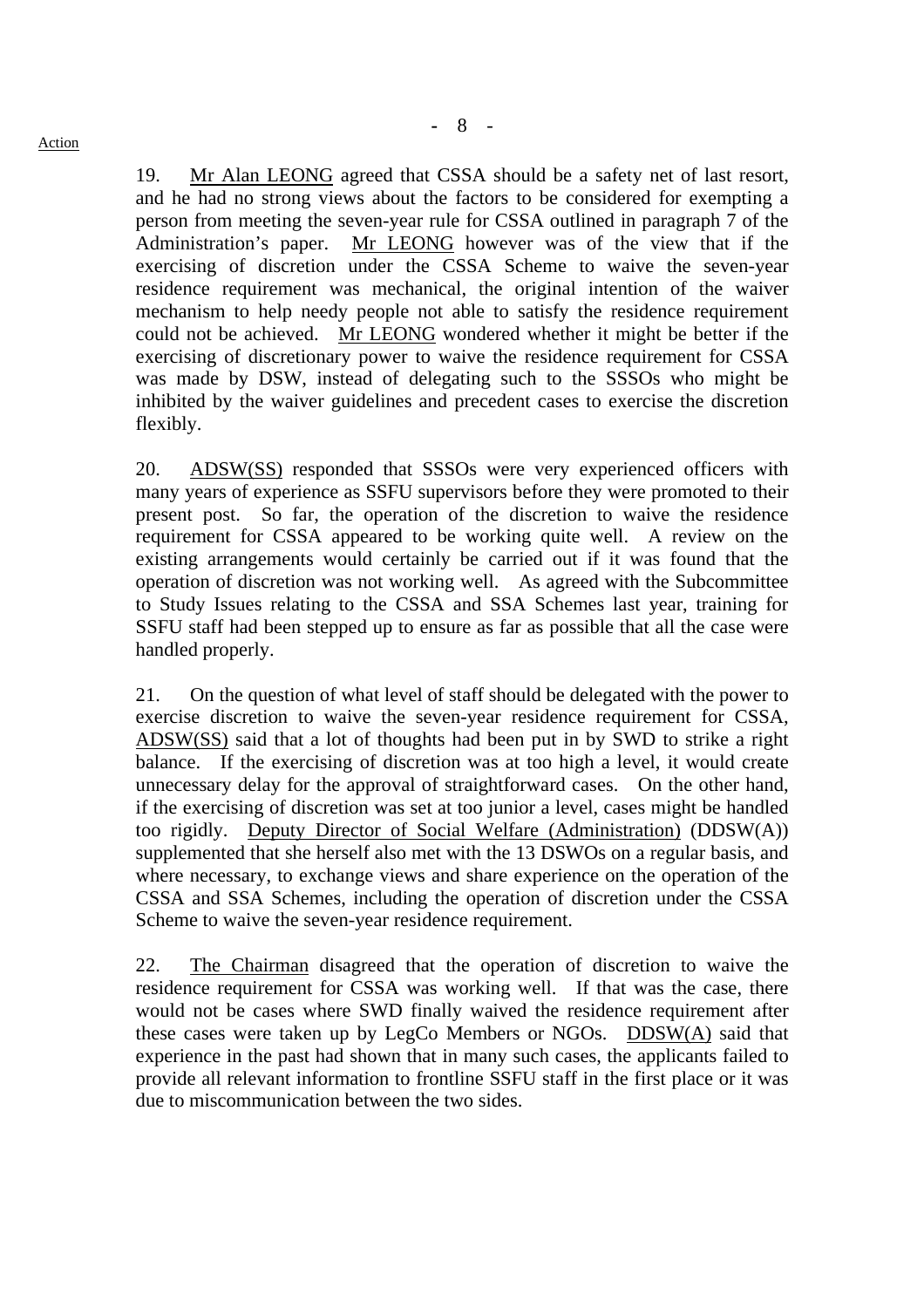19. Mr Alan LEONG agreed that CSSA should be a safety net of last resort, and he had no strong views about the factors to be considered for exempting a person from meeting the seven-year rule for CSSA outlined in paragraph 7 of the Administration's paper. Mr LEONG however was of the view that if the exercising of discretion under the CSSA Scheme to waive the seven-year residence requirement was mechanical, the original intention of the waiver mechanism to help needy people not able to satisfy the residence requirement could not be achieved. Mr LEONG wondered whether it might be better if the exercising of discretionary power to waive the residence requirement for CSSA was made by DSW, instead of delegating such to the SSSOs who might be inhibited by the waiver guidelines and precedent cases to exercise the discretion flexibly.

20. ADSW(SS) responded that SSSOs were very experienced officers with many years of experience as SSFU supervisors before they were promoted to their present post. So far, the operation of the discretion to waive the residence requirement for CSSA appeared to be working quite well. A review on the existing arrangements would certainly be carried out if it was found that the operation of discretion was not working well. As agreed with the Subcommittee to Study Issues relating to the CSSA and SSA Schemes last year, training for SSFU staff had been stepped up to ensure as far as possible that all the case were handled properly.

21. On the question of what level of staff should be delegated with the power to exercise discretion to waive the seven-year residence requirement for CSSA, ADSW(SS) said that a lot of thoughts had been put in by SWD to strike a right balance. If the exercising of discretion was at too high a level, it would create unnecessary delay for the approval of straightforward cases. On the other hand, if the exercising of discretion was set at too junior a level, cases might be handled too rigidly. Deputy Director of Social Welfare (Administration) (DDSW(A)) supplemented that she herself also met with the 13 DSWOs on a regular basis, and where necessary, to exchange views and share experience on the operation of the CSSA and SSA Schemes, including the operation of discretion under the CSSA Scheme to waive the seven-year residence requirement.

22. The Chairman disagreed that the operation of discretion to waive the residence requirement for CSSA was working well. If that was the case, there would not be cases where SWD finally waived the residence requirement after these cases were taken up by LegCo Members or NGOs. DDSW(A) said that experience in the past had shown that in many such cases, the applicants failed to provide all relevant information to frontline SSFU staff in the first place or it was due to miscommunication between the two sides.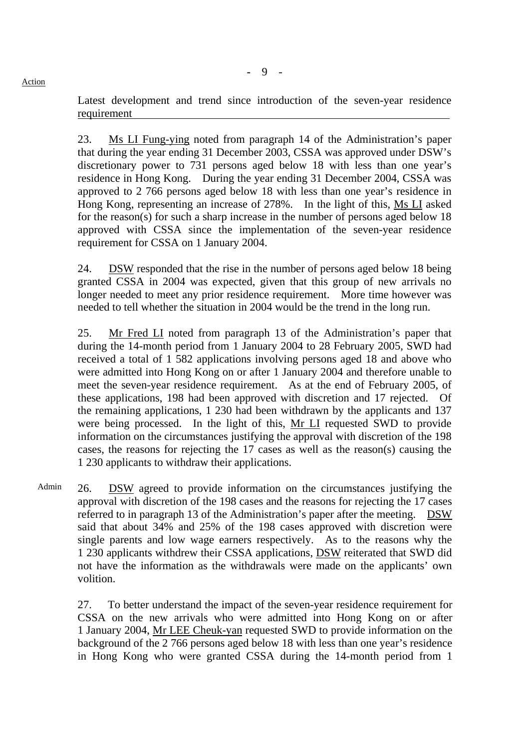Action

Latest development and trend since introduction of the seven-year residence requirement

23. Ms LI Fung-ying noted from paragraph 14 of the Administration's paper that during the year ending 31 December 2003, CSSA was approved under DSW's discretionary power to 731 persons aged below 18 with less than one year's residence in Hong Kong. During the year ending 31 December 2004, CSSA was approved to 2 766 persons aged below 18 with less than one year's residence in Hong Kong, representing an increase of 278%. In the light of this, Ms LI asked for the reason(s) for such a sharp increase in the number of persons aged below 18 approved with CSSA since the implementation of the seven-year residence requirement for CSSA on 1 January 2004.

24. DSW responded that the rise in the number of persons aged below 18 being granted CSSA in 2004 was expected, given that this group of new arrivals no longer needed to meet any prior residence requirement. More time however was needed to tell whether the situation in 2004 would be the trend in the long run.

25. Mr Fred LI noted from paragraph 13 of the Administration's paper that during the 14-month period from 1 January 2004 to 28 February 2005, SWD had received a total of 1 582 applications involving persons aged 18 and above who were admitted into Hong Kong on or after 1 January 2004 and therefore unable to meet the seven-year residence requirement. As at the end of February 2005, of these applications, 198 had been approved with discretion and 17 rejected. Of the remaining applications, 1 230 had been withdrawn by the applicants and 137 were being processed. In the light of this, Mr LI requested SWD to provide information on the circumstances justifying the approval with discretion of the 198 cases, the reasons for rejecting the 17 cases as well as the reason(s) causing the 1 230 applicants to withdraw their applications.

Admin

26. DSW agreed to provide information on the circumstances justifying the approval with discretion of the 198 cases and the reasons for rejecting the 17 cases referred to in paragraph 13 of the Administration's paper after the meeting. DSW said that about 34% and 25% of the 198 cases approved with discretion were single parents and low wage earners respectively. As to the reasons why the 1 230 applicants withdrew their CSSA applications, DSW reiterated that SWD did not have the information as the withdrawals were made on the applicants' own volition.

27. To better understand the impact of the seven-year residence requirement for CSSA on the new arrivals who were admitted into Hong Kong on or after 1 January 2004, Mr LEE Cheuk-yan requested SWD to provide information on the background of the 2 766 persons aged below 18 with less than one year's residence in Hong Kong who were granted CSSA during the 14-month period from 1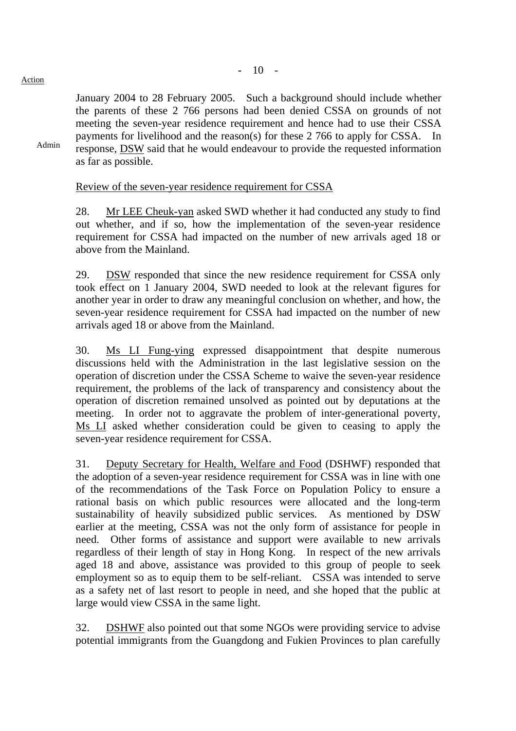Action

January 2004 to 28 February 2005. Such a background should include whether the parents of these 2 766 persons had been denied CSSA on grounds of not meeting the seven-year residence requirement and hence had to use their CSSA payments for livelihood and the reason(s) for these 2 766 to apply for CSSA. In response, DSW said that he would endeavour to provide the requested information as far as possible.

Admin

Review of the seven-year residence requirement for CSSA

28. Mr LEE Cheuk-yan asked SWD whether it had conducted any study to find out whether, and if so, how the implementation of the seven-year residence requirement for CSSA had impacted on the number of new arrivals aged 18 or above from the Mainland.

29. DSW responded that since the new residence requirement for CSSA only took effect on 1 January 2004, SWD needed to look at the relevant figures for another year in order to draw any meaningful conclusion on whether, and how, the seven-year residence requirement for CSSA had impacted on the number of new arrivals aged 18 or above from the Mainland.

30. Ms LI Fung-ying expressed disappointment that despite numerous discussions held with the Administration in the last legislative session on the operation of discretion under the CSSA Scheme to waive the seven-year residence requirement, the problems of the lack of transparency and consistency about the operation of discretion remained unsolved as pointed out by deputations at the meeting. In order not to aggravate the problem of inter-generational poverty, Ms LI asked whether consideration could be given to ceasing to apply the seven-year residence requirement for CSSA.

31. Deputy Secretary for Health, Welfare and Food (DSHWF) responded that the adoption of a seven-year residence requirement for CSSA was in line with one of the recommendations of the Task Force on Population Policy to ensure a rational basis on which public resources were allocated and the long-term sustainability of heavily subsidized public services. As mentioned by DSW earlier at the meeting, CSSA was not the only form of assistance for people in need. Other forms of assistance and support were available to new arrivals regardless of their length of stay in Hong Kong. In respect of the new arrivals aged 18 and above, assistance was provided to this group of people to seek employment so as to equip them to be self-reliant. CSSA was intended to serve as a safety net of last resort to people in need, and she hoped that the public at large would view CSSA in the same light.

32. DSHWF also pointed out that some NGOs were providing service to advise potential immigrants from the Guangdong and Fukien Provinces to plan carefully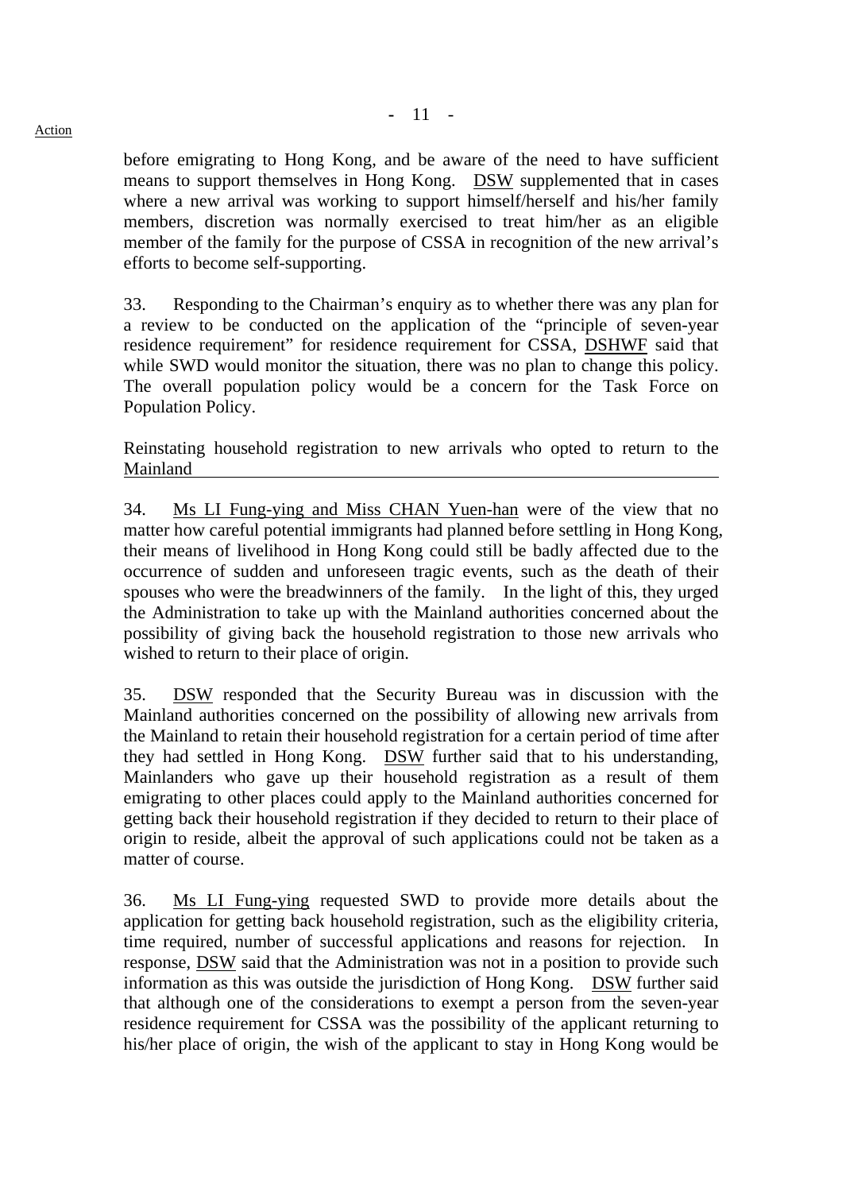before emigrating to Hong Kong, and be aware of the need to have sufficient means to support themselves in Hong Kong. DSW supplemented that in cases where a new arrival was working to support himself/herself and his/her family members, discretion was normally exercised to treat him/her as an eligible member of the family for the purpose of CSSA in recognition of the new arrival's efforts to become self-supporting.

33. Responding to the Chairman's enquiry as to whether there was any plan for a review to be conducted on the application of the "principle of seven-year residence requirement" for residence requirement for CSSA, DSHWF said that while SWD would monitor the situation, there was no plan to change this policy. The overall population policy would be a concern for the Task Force on Population Policy.

Reinstating household registration to new arrivals who opted to return to the Mainland

34. Ms LI Fung-ying and Miss CHAN Yuen-han were of the view that no matter how careful potential immigrants had planned before settling in Hong Kong, their means of livelihood in Hong Kong could still be badly affected due to the occurrence of sudden and unforeseen tragic events, such as the death of their spouses who were the breadwinners of the family. In the light of this, they urged the Administration to take up with the Mainland authorities concerned about the possibility of giving back the household registration to those new arrivals who wished to return to their place of origin.

35. DSW responded that the Security Bureau was in discussion with the Mainland authorities concerned on the possibility of allowing new arrivals from the Mainland to retain their household registration for a certain period of time after they had settled in Hong Kong. DSW further said that to his understanding, Mainlanders who gave up their household registration as a result of them emigrating to other places could apply to the Mainland authorities concerned for getting back their household registration if they decided to return to their place of origin to reside, albeit the approval of such applications could not be taken as a matter of course.

36. Ms LI Fung-ying requested SWD to provide more details about the application for getting back household registration, such as the eligibility criteria, time required, number of successful applications and reasons for rejection. In response, DSW said that the Administration was not in a position to provide such information as this was outside the jurisdiction of Hong Kong. DSW further said that although one of the considerations to exempt a person from the seven-year residence requirement for CSSA was the possibility of the applicant returning to his/her place of origin, the wish of the applicant to stay in Hong Kong would be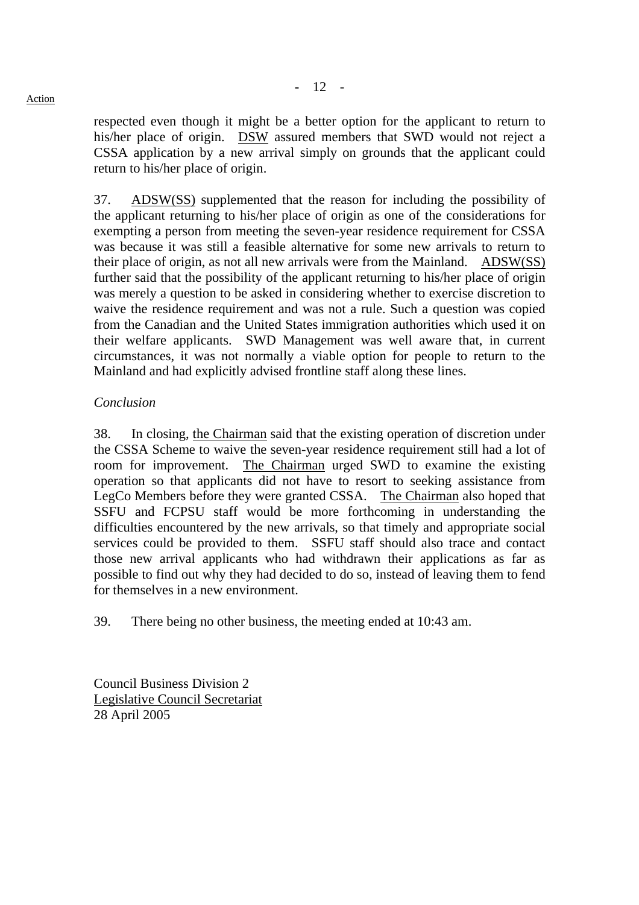respected even though it might be a better option for the applicant to return to his/her place of origin. DSW assured members that SWD would not reject a CSSA application by a new arrival simply on grounds that the applicant could return to his/her place of origin.

37. ADSW(SS) supplemented that the reason for including the possibility of the applicant returning to his/her place of origin as one of the considerations for exempting a person from meeting the seven-year residence requirement for CSSA was because it was still a feasible alternative for some new arrivals to return to their place of origin, as not all new arrivals were from the Mainland. ADSW(SS) further said that the possibility of the applicant returning to his/her place of origin was merely a question to be asked in considering whether to exercise discretion to waive the residence requirement and was not a rule. Such a question was copied from the Canadian and the United States immigration authorities which used it on their welfare applicants. SWD Management was well aware that, in current circumstances, it was not normally a viable option for people to return to the Mainland and had explicitly advised frontline staff along these lines.

*Conclusion*

38. In closing, the Chairman said that the existing operation of discretion under the CSSA Scheme to waive the seven-year residence requirement still had a lot of room for improvement. The Chairman urged SWD to examine the existing operation so that applicants did not have to resort to seeking assistance from LegCo Members before they were granted CSSA. The Chairman also hoped that SSFU and FCPSU staff would be more forthcoming in understanding the difficulties encountered by the new arrivals, so that timely and appropriate social services could be provided to them. SSFU staff should also trace and contact those new arrival applicants who had withdrawn their applications as far as possible to find out why they had decided to do so, instead of leaving them to fend for themselves in a new environment.

39. There being no other business, the meeting ended at 10:43 am.

Council Business Division 2
Legislative Council Secretariat
28 April 2005